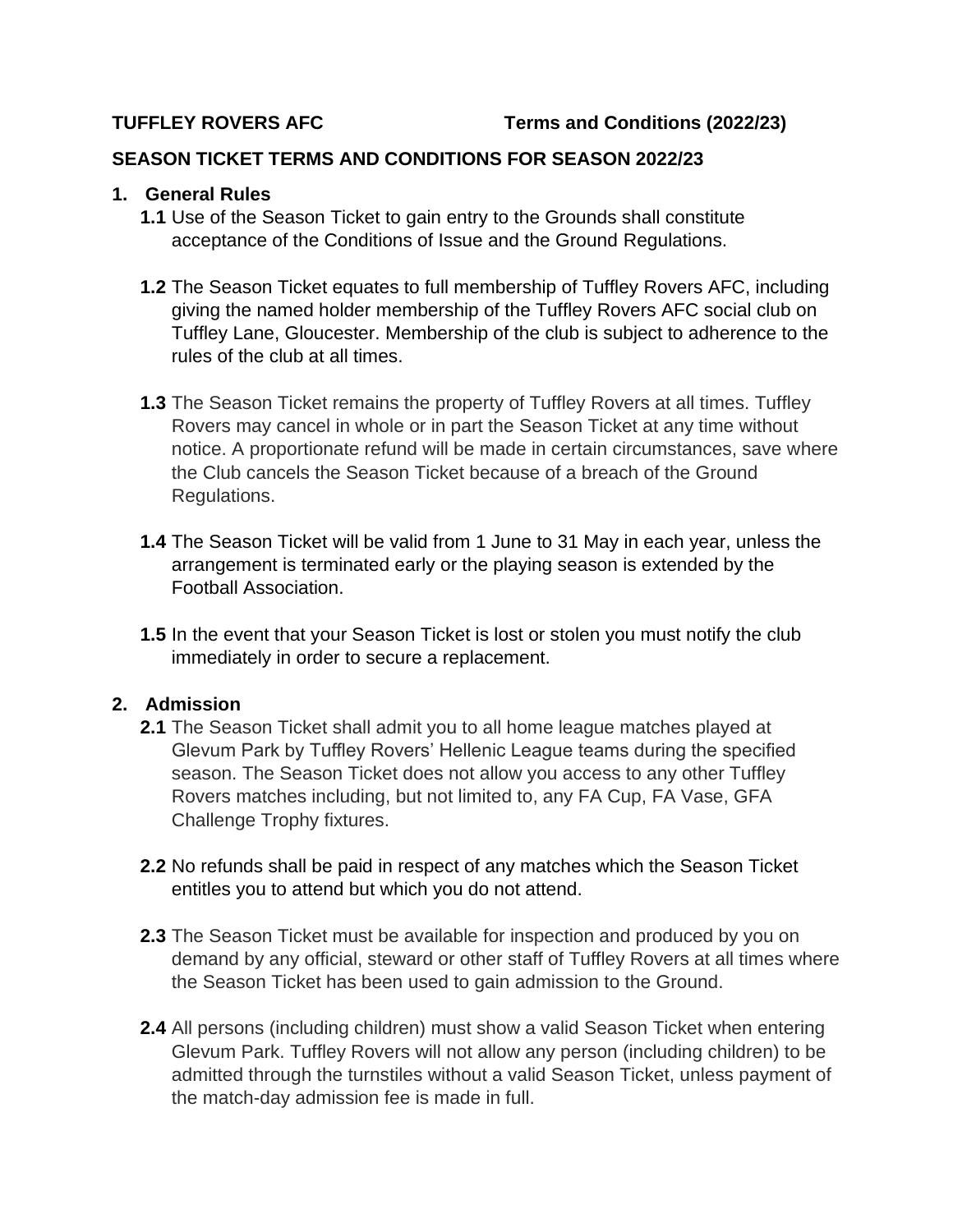**TUFFLEY ROVERS AFC** **Terms and Conditions (2022/23)**

## SEASON TICKET TERMS AND CONDITIONS FOR SEASON 2022/23

### 1. General Rules

**1.1** Use of the Season Ticket to gain entry to the Grounds shall constitute acceptance of the Conditions of Issue and the Ground Regulations.

**1.2** The Season Ticket equates to full membership of Tuffley Rovers AFC, including giving the named holder membership of the Tuffley Rovers AFC social club on Tuffley Lane, Gloucester. Membership of the club is subject to adherence to the rules of the club at all times.

**1.3** The Season Ticket remains the property of Tuffley Rovers at all times. Tuffley Rovers may cancel in whole or in part the Season Ticket at any time without notice. A proportionate refund will be made in certain circumstances, save where the Club cancels the Season Ticket because of a breach of the Ground Regulations.

**1.4** The Season Ticket will be valid from 1 June to 31 May in each year, unless the arrangement is terminated early or the playing season is extended by the Football Association.

**1.5** In the event that your Season Ticket is lost or stolen you must notify the club immediately in order to secure a replacement.

### 2. Admission

**2.1** The Season Ticket shall admit you to all home league matches played at Glevum Park by Tuffley Rovers' Hellenic League teams during the specified season. The Season Ticket does not allow you access to any other Tuffley Rovers matches including, but not limited to, any FA Cup, FA Vase, GFA Challenge Trophy fixtures.

**2.2** No refunds shall be paid in respect of any matches which the Season Ticket entitles you to attend but which you do not attend.

**2.3** The Season Ticket must be available for inspection and produced by you on demand by any official, steward or other staff of Tuffley Rovers at all times where the Season Ticket has been used to gain admission to the Ground.

**2.4** All persons (including children) must show a valid Season Ticket when entering Glevum Park. Tuffley Rovers will not allow any person (including children) to be admitted through the turnstiles without a valid Season Ticket, unless payment of the match-day admission fee is made in full.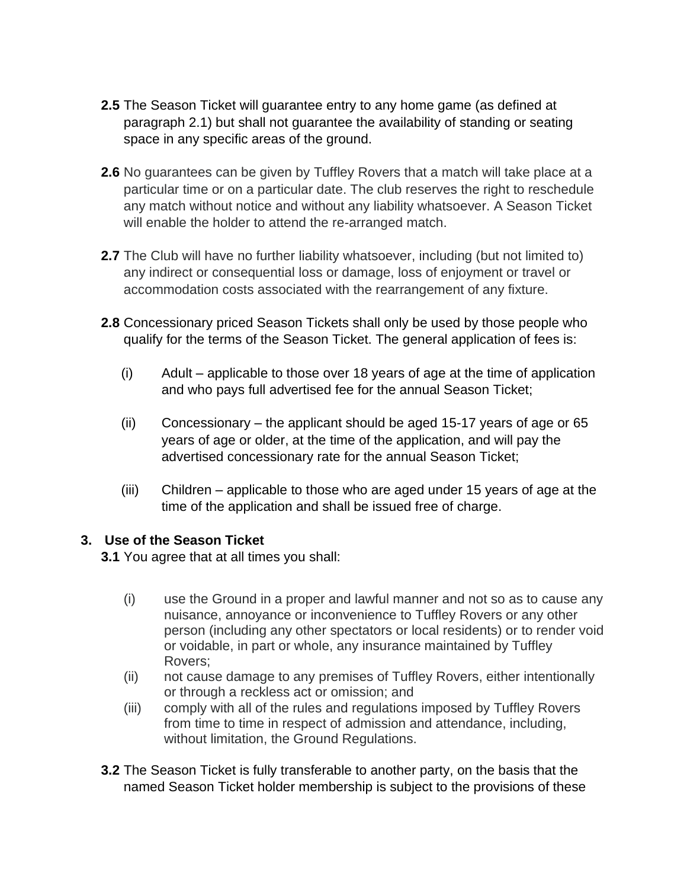**2.5** The Season Ticket will guarantee entry to any home game (as defined at paragraph 2.1) but shall not guarantee the availability of standing or seating space in any specific areas of the ground.

**2.6** No guarantees can be given by Tuffley Rovers that a match will take place at a particular time or on a particular date. The club reserves the right to reschedule any match without notice and without any liability whatsoever. A Season Ticket will enable the holder to attend the re-arranged match.

**2.7** The Club will have no further liability whatsoever, including (but not limited to) any indirect or consequential loss or damage, loss of enjoyment or travel or accommodation costs associated with the rearrangement of any fixture.

**2.8** Concessionary priced Season Tickets shall only be used by those people who qualify for the terms of the Season Ticket. The general application of fees is:

(i) Adult – applicable to those over 18 years of age at the time of application and who pays full advertised fee for the annual Season Ticket;

(ii) Concessionary – the applicant should be aged 15-17 years of age or 65 years of age or older, at the time of the application, and will pay the advertised concessionary rate for the annual Season Ticket;

(iii) Children – applicable to those who are aged under 15 years of age at the time of the application and shall be issued free of charge.

**3. Use of the Season Ticket**

**3.1** You agree that at all times you shall:

(i) use the Ground in a proper and lawful manner and not so as to cause any nuisance, annoyance or inconvenience to Tuffley Rovers or any other person (including any other spectators or local residents) or to render void or voidable, in part or whole, any insurance maintained by Tuffley Rovers;

(ii) not cause damage to any premises of Tuffley Rovers, either intentionally or through a reckless act or omission; and

(iii) comply with all of the rules and regulations imposed by Tuffley Rovers from time to time in respect of admission and attendance, including, without limitation, the Ground Regulations.

**3.2** The Season Ticket is fully transferable to another party, on the basis that the named Season Ticket holder membership is subject to the provisions of these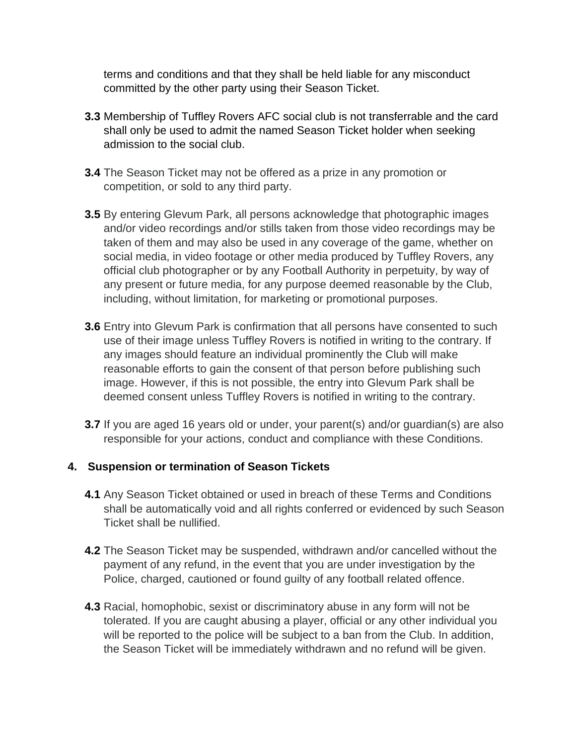terms and conditions and that they shall be held liable for any misconduct committed by the other party using their Season Ticket.

**3.3** Membership of Tuffley Rovers AFC social club is not transferrable and the card shall only be used to admit the named Season Ticket holder when seeking admission to the social club.

**3.4** The Season Ticket may not be offered as a prize in any promotion or competition, or sold to any third party.

**3.5** By entering Glevum Park, all persons acknowledge that photographic images and/or video recordings and/or stills taken from those video recordings may be taken of them and may also be used in any coverage of the game, whether on social media, in video footage or other media produced by Tuffley Rovers, any official club photographer or by any Football Authority in perpetuity, by way of any present or future media, for any purpose deemed reasonable by the Club, including, without limitation, for marketing or promotional purposes.

**3.6** Entry into Glevum Park is confirmation that all persons have consented to such use of their image unless Tuffley Rovers is notified in writing to the contrary. If any images should feature an individual prominently the Club will make reasonable efforts to gain the consent of that person before publishing such image. However, if this is not possible, the entry into Glevum Park shall be deemed consent unless Tuffley Rovers is notified in writing to the contrary.

**3.7** If you are aged 16 years old or under, your parent(s) and/or guardian(s) are also responsible for your actions, conduct and compliance with these Conditions.

## 4. Suspension or termination of Season Tickets

**4.1** Any Season Ticket obtained or used in breach of these Terms and Conditions shall be automatically void and all rights conferred or evidenced by such Season Ticket shall be nullified.

**4.2** The Season Ticket may be suspended, withdrawn and/or cancelled without the payment of any refund, in the event that you are under investigation by the Police, charged, cautioned or found guilty of any football related offence.

**4.3** Racial, homophobic, sexist or discriminatory abuse in any form will not be tolerated. If you are caught abusing a player, official or any other individual you will be reported to the police will be subject to a ban from the Club. In addition, the Season Ticket will be immediately withdrawn and no refund will be given.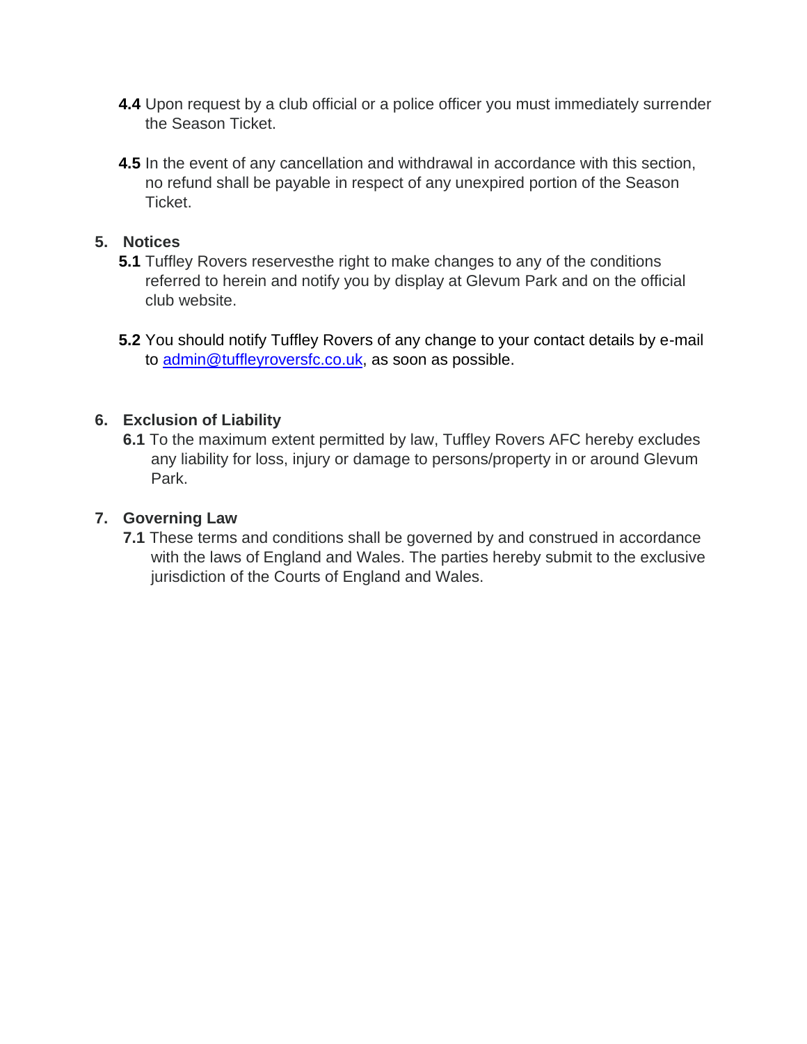**4.4** Upon request by a club official or a police officer you must immediately surrender the Season Ticket.

**4.5** In the event of any cancellation and withdrawal in accordance with this section, no refund shall be payable in respect of any unexpired portion of the Season Ticket.

## 5. Notices

**5.1** Tuffley Rovers reservesthe right to make changes to any of the conditions referred to herein and notify you by display at Glevum Park and on the official club website.

**5.2** You should notify Tuffley Rovers of any change to your contact details by e-mail to admin@tuffleyroversfc.co.uk, as soon as possible.

## 6. Exclusion of Liability

**6.1** To the maximum extent permitted by law, Tuffley Rovers AFC hereby excludes any liability for loss, injury or damage to persons/property in or around Glevum Park.

## 7. Governing Law

**7.1** These terms and conditions shall be governed by and construed in accordance with the laws of England and Wales. The parties hereby submit to the exclusive jurisdiction of the Courts of England and Wales.